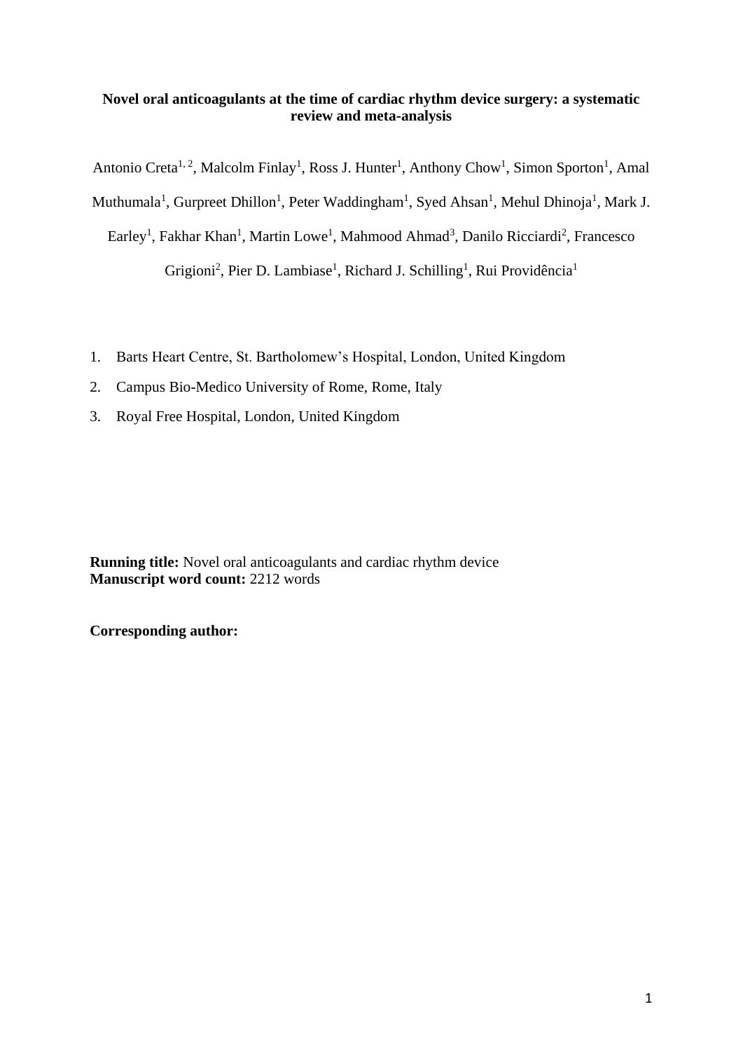# Novel oral anticoagulants at the time of cardiac rhythm device surgery: a systematic review and meta-analysis

Antonio Creta[1, 2], Malcolm Finlay[1], Ross J. Hunter[1], Anthony Chow[1], Simon Sporton[1], Amal Muthumala[1], Gurpreet Dhillon[1], Peter Waddingham[1], Syed Ahsan[1], Mehul Dhinoja[1], Mark J. Earley[1], Fakhar Khan[1], Martin Lowe[1], Mahmood Ahmad[3], Danilo Ricciardi[2], Francesco Grigioni[2], Pier D. Lambiase[1], Richard J. Schilling[1], Rui Providência[1]

1. Barts Heart Centre, St. Bartholomew's Hospital, London, United Kingdom
2. Campus Bio-Medico University of Rome, Rome, Italy
3. Royal Free Hospital, London, United Kingdom

**Running title:** Novel oral anticoagulants and cardiac rhythm device
**Manuscript word count:** 2212 words

**Corresponding author:**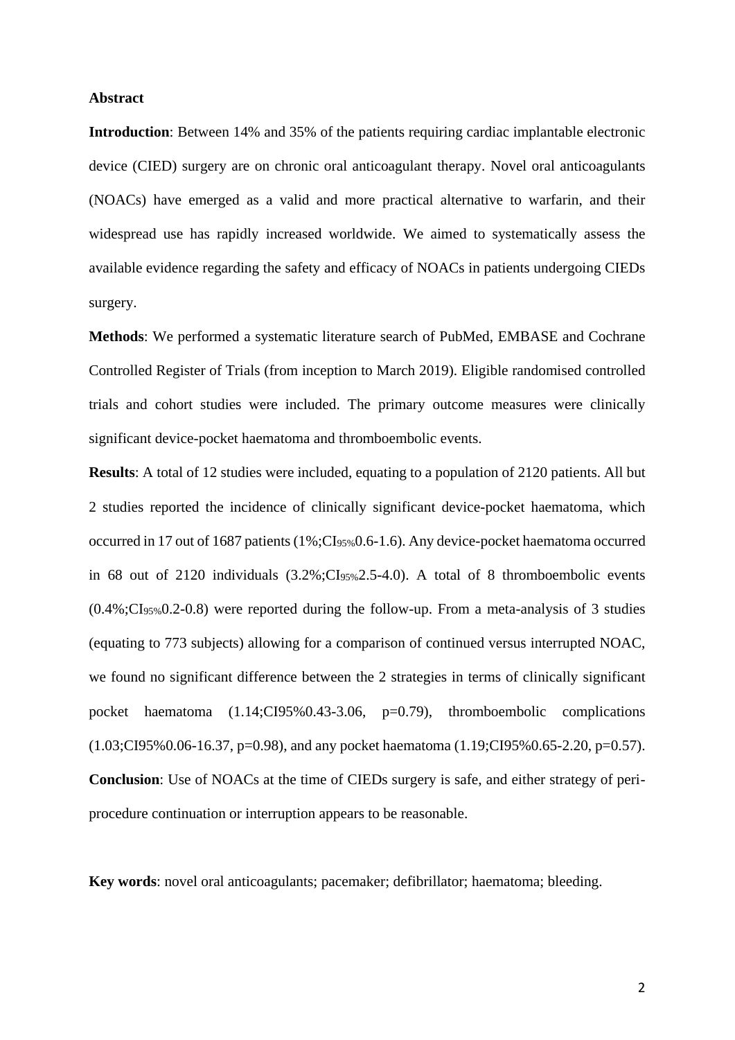## Abstract

**Introduction**: Between 14% and 35% of the patients requiring cardiac implantable electronic device (CIED) surgery are on chronic oral anticoagulant therapy. Novel oral anticoagulants (NOACs) have emerged as a valid and more practical alternative to warfarin, and their widespread use has rapidly increased worldwide. We aimed to systematically assess the available evidence regarding the safety and efficacy of NOACs in patients undergoing CIEDs surgery.

**Methods**: We performed a systematic literature search of PubMed, EMBASE and Cochrane Controlled Register of Trials (from inception to March 2019). Eligible randomised controlled trials and cohort studies were included. The primary outcome measures were clinically significant device-pocket haematoma and thromboembolic events.

**Results**: A total of 12 studies were included, equating to a population of 2120 patients. All but 2 studies reported the incidence of clinically significant device-pocket haematoma, which occurred in 17 out of 1687 patients (1%;$CI_{95\%}$0.6-1.6). Any device-pocket haematoma occurred in 68 out of 2120 individuals (3.2%;$CI_{95\%}$2.5-4.0). A total of 8 thromboembolic events (0.4%;$CI_{95\%}$0.2-0.8) were reported during the follow-up. From a meta-analysis of 3 studies (equating to 773 subjects) allowing for a comparison of continued versus interrupted NOAC, we found no significant difference between the 2 strategies in terms of clinically significant pocket haematoma (1.14;CI95%0.43-3.06, p=0.79), thromboembolic complications (1.03;CI95%0.06-16.37, p=0.98), and any pocket haematoma (1.19;CI95%0.65-2.20, p=0.57).

**Conclusion**: Use of NOACs at the time of CIEDs surgery is safe, and either strategy of peri-procedure continuation or interruption appears to be reasonable.

**Key words**: novel oral anticoagulants; pacemaker; defibrillator; haematoma; bleeding.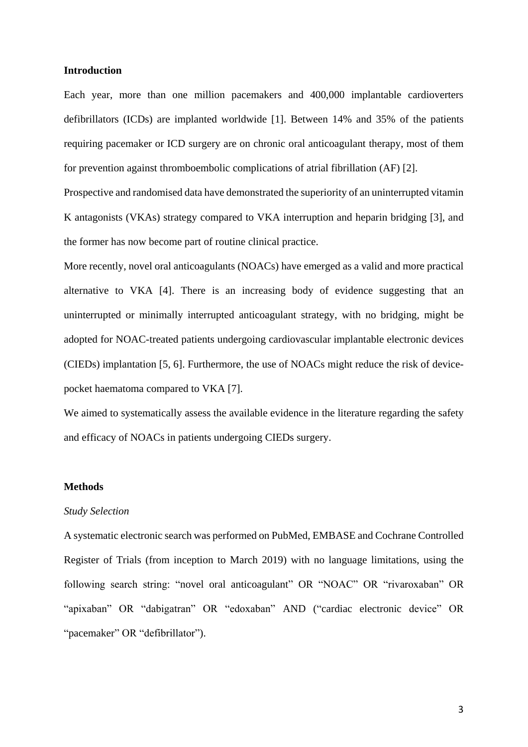## Introduction

Each year, more than one million pacemakers and 400,000 implantable cardioverters defibrillators (ICDs) are implanted worldwide [1]. Between 14% and 35% of the patients requiring pacemaker or ICD surgery are on chronic oral anticoagulant therapy, most of them for prevention against thromboembolic complications of atrial fibrillation (AF) [2].

Prospective and randomised data have demonstrated the superiority of an uninterrupted vitamin K antagonists (VKAs) strategy compared to VKA interruption and heparin bridging [3], and the former has now become part of routine clinical practice.

More recently, novel oral anticoagulants (NOACs) have emerged as a valid and more practical alternative to VKA [4]. There is an increasing body of evidence suggesting that an uninterrupted or minimally interrupted anticoagulant strategy, with no bridging, might be adopted for NOAC-treated patients undergoing cardiovascular implantable electronic devices (CIEDs) implantation [5, 6]. Furthermore, the use of NOACs might reduce the risk of device-pocket haematoma compared to VKA [7].

We aimed to systematically assess the available evidence in the literature regarding the safety and efficacy of NOACs in patients undergoing CIEDs surgery.

## Methods

### *Study Selection*

A systematic electronic search was performed on PubMed, EMBASE and Cochrane Controlled Register of Trials (from inception to March 2019) with no language limitations, using the following search string: "novel oral anticoagulant" OR "NOAC" OR "rivaroxaban" OR "apixaban" OR "dabigatran" OR "edoxaban" AND ("cardiac electronic device" OR "pacemaker" OR "defibrillator").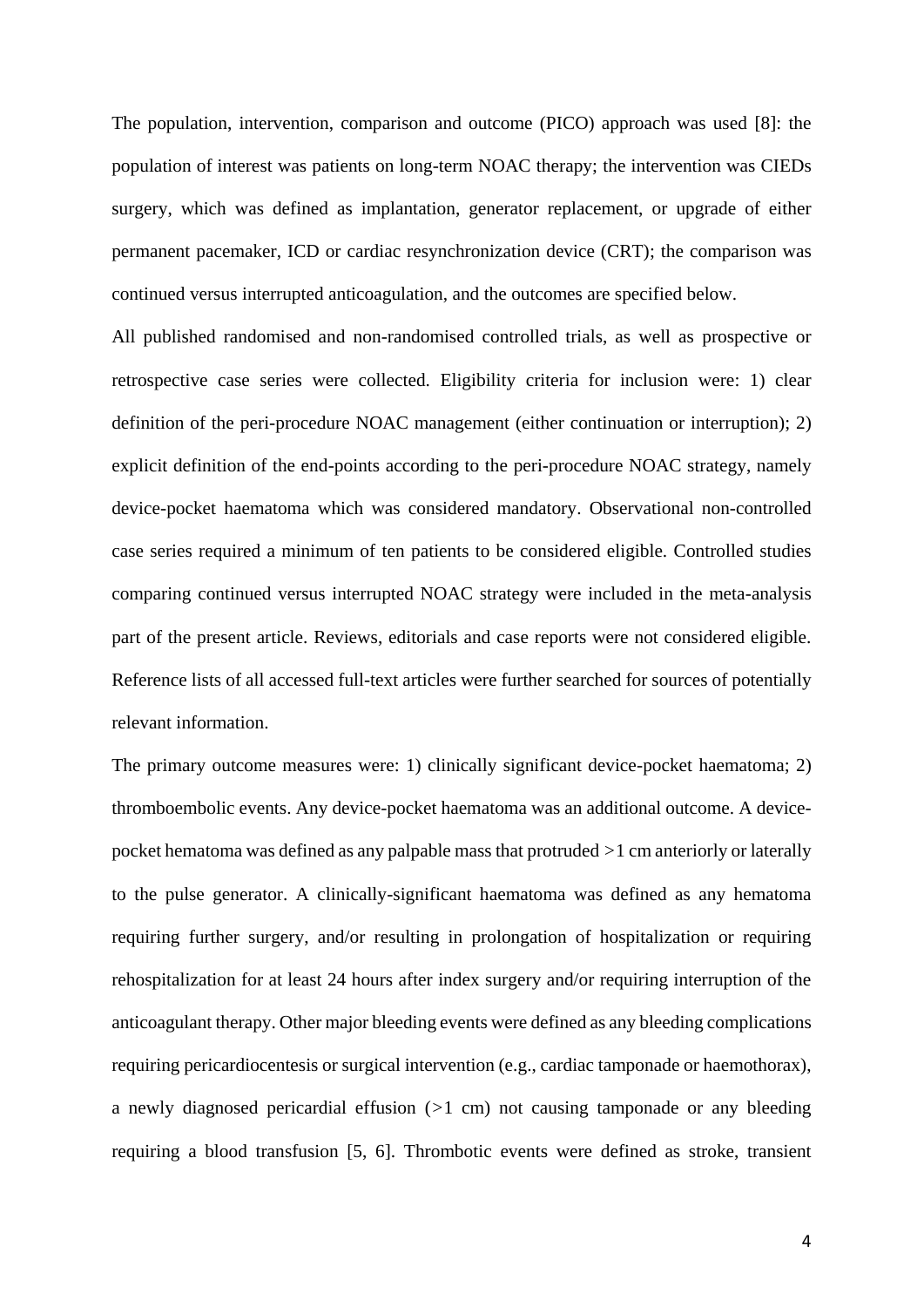The population, intervention, comparison and outcome (PICO) approach was used [8]: the population of interest was patients on long-term NOAC therapy; the intervention was CIEDs surgery, which was defined as implantation, generator replacement, or upgrade of either permanent pacemaker, ICD or cardiac resynchronization device (CRT); the comparison was continued versus interrupted anticoagulation, and the outcomes are specified below.

All published randomised and non-randomised controlled trials, as well as prospective or retrospective case series were collected. Eligibility criteria for inclusion were: 1) clear definition of the peri-procedure NOAC management (either continuation or interruption); 2) explicit definition of the end-points according to the peri-procedure NOAC strategy, namely device-pocket haematoma which was considered mandatory. Observational non-controlled case series required a minimum of ten patients to be considered eligible. Controlled studies comparing continued versus interrupted NOAC strategy were included in the meta-analysis part of the present article. Reviews, editorials and case reports were not considered eligible. Reference lists of all accessed full-text articles were further searched for sources of potentially relevant information.

The primary outcome measures were: 1) clinically significant device-pocket haematoma; 2) thromboembolic events. Any device-pocket haematoma was an additional outcome. A device-pocket hematoma was defined as any palpable mass that protruded >1 cm anteriorly or laterally to the pulse generator. A clinically-significant haematoma was defined as any hematoma requiring further surgery, and/or resulting in prolongation of hospitalization or requiring rehospitalization for at least 24 hours after index surgery and/or requiring interruption of the anticoagulant therapy. Other major bleeding events were defined as any bleeding complications requiring pericardiocentesis or surgical intervention (e.g., cardiac tamponade or haemothorax), a newly diagnosed pericardial effusion (>1 cm) not causing tamponade or any bleeding requiring a blood transfusion [5, 6]. Thrombotic events were defined as stroke, transient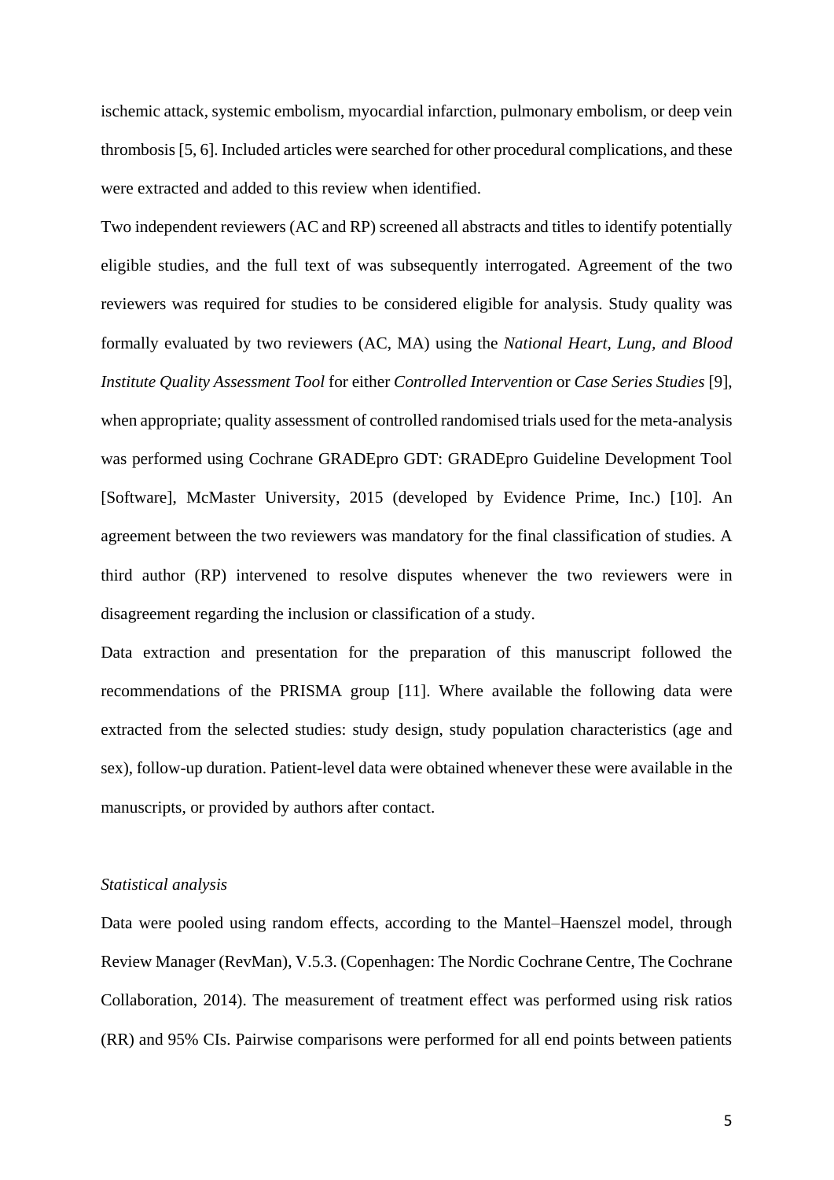ischemic attack, systemic embolism, myocardial infarction, pulmonary embolism, or deep vein thrombosis [5, 6]. Included articles were searched for other procedural complications, and these were extracted and added to this review when identified.

Two independent reviewers (AC and RP) screened all abstracts and titles to identify potentially eligible studies, and the full text of was subsequently interrogated. Agreement of the two reviewers was required for studies to be considered eligible for analysis. Study quality was formally evaluated by two reviewers (AC, MA) using the *National Heart, Lung, and Blood Institute Quality Assessment Tool* for either *Controlled Intervention* or *Case Series Studies* [9], when appropriate; quality assessment of controlled randomised trials used for the meta-analysis was performed using Cochrane GRADEpro GDT: GRADEpro Guideline Development Tool [Software], McMaster University, 2015 (developed by Evidence Prime, Inc.) [10]. An agreement between the two reviewers was mandatory for the final classification of studies. A third author (RP) intervened to resolve disputes whenever the two reviewers were in disagreement regarding the inclusion or classification of a study.

Data extraction and presentation for the preparation of this manuscript followed the recommendations of the PRISMA group [11]. Where available the following data were extracted from the selected studies: study design, study population characteristics (age and sex), follow-up duration. Patient-level data were obtained whenever these were available in the manuscripts, or provided by authors after contact.

*Statistical analysis*

Data were pooled using random effects, according to the Mantel–Haenszel model, through Review Manager (RevMan), V.5.3. (Copenhagen: The Nordic Cochrane Centre, The Cochrane Collaboration, 2014). The measurement of treatment effect was performed using risk ratios (RR) and 95% CIs. Pairwise comparisons were performed for all end points between patients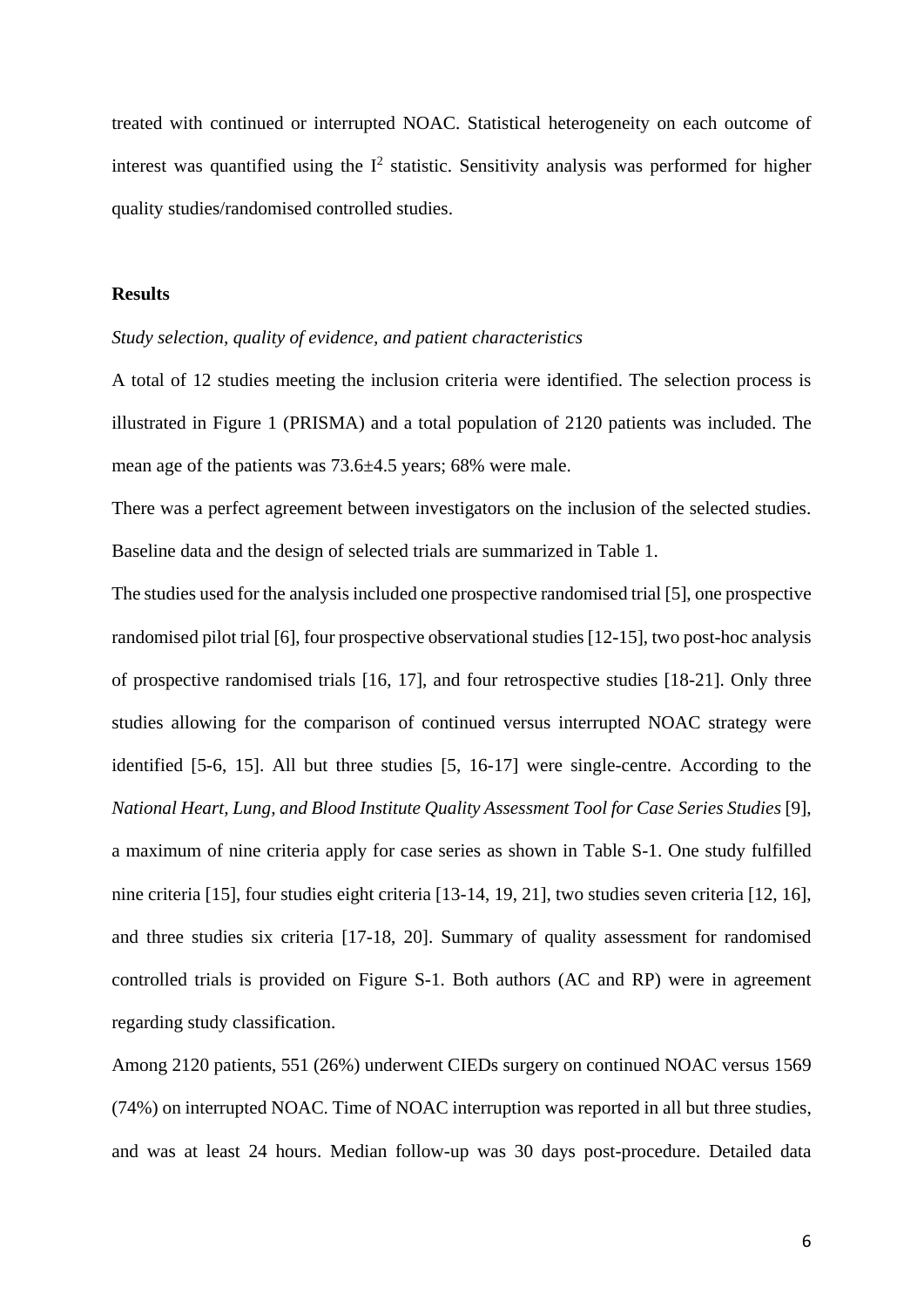treated with continued or interrupted NOAC. Statistical heterogeneity on each outcome of interest was quantified using the $I^2$ statistic. Sensitivity analysis was performed for higher quality studies/randomised controlled studies.

## Results

*Study selection, quality of evidence, and patient characteristics*

A total of 12 studies meeting the inclusion criteria were identified. The selection process is illustrated in Figure 1 (PRISMA) and a total population of 2120 patients was included. The mean age of the patients was 73.6±4.5 years; 68% were male.

There was a perfect agreement between investigators on the inclusion of the selected studies. Baseline data and the design of selected trials are summarized in Table 1.

The studies used for the analysis included one prospective randomised trial [5], one prospective randomised pilot trial [6], four prospective observational studies [12-15], two post-hoc analysis of prospective randomised trials [16, 17], and four retrospective studies [18-21]. Only three studies allowing for the comparison of continued versus interrupted NOAC strategy were identified [5-6, 15]. All but three studies [5, 16-17] were single-centre. According to the *National Heart, Lung, and Blood Institute Quality Assessment Tool for Case Series Studies* [9], a maximum of nine criteria apply for case series as shown in Table S-1. One study fulfilled nine criteria [15], four studies eight criteria [13-14, 19, 21], two studies seven criteria [12, 16], and three studies six criteria [17-18, 20]. Summary of quality assessment for randomised controlled trials is provided on Figure S-1. Both authors (AC and RP) were in agreement regarding study classification.

Among 2120 patients, 551 (26%) underwent CIEDs surgery on continued NOAC versus 1569 (74%) on interrupted NOAC. Time of NOAC interruption was reported in all but three studies, and was at least 24 hours. Median follow-up was 30 days post-procedure. Detailed data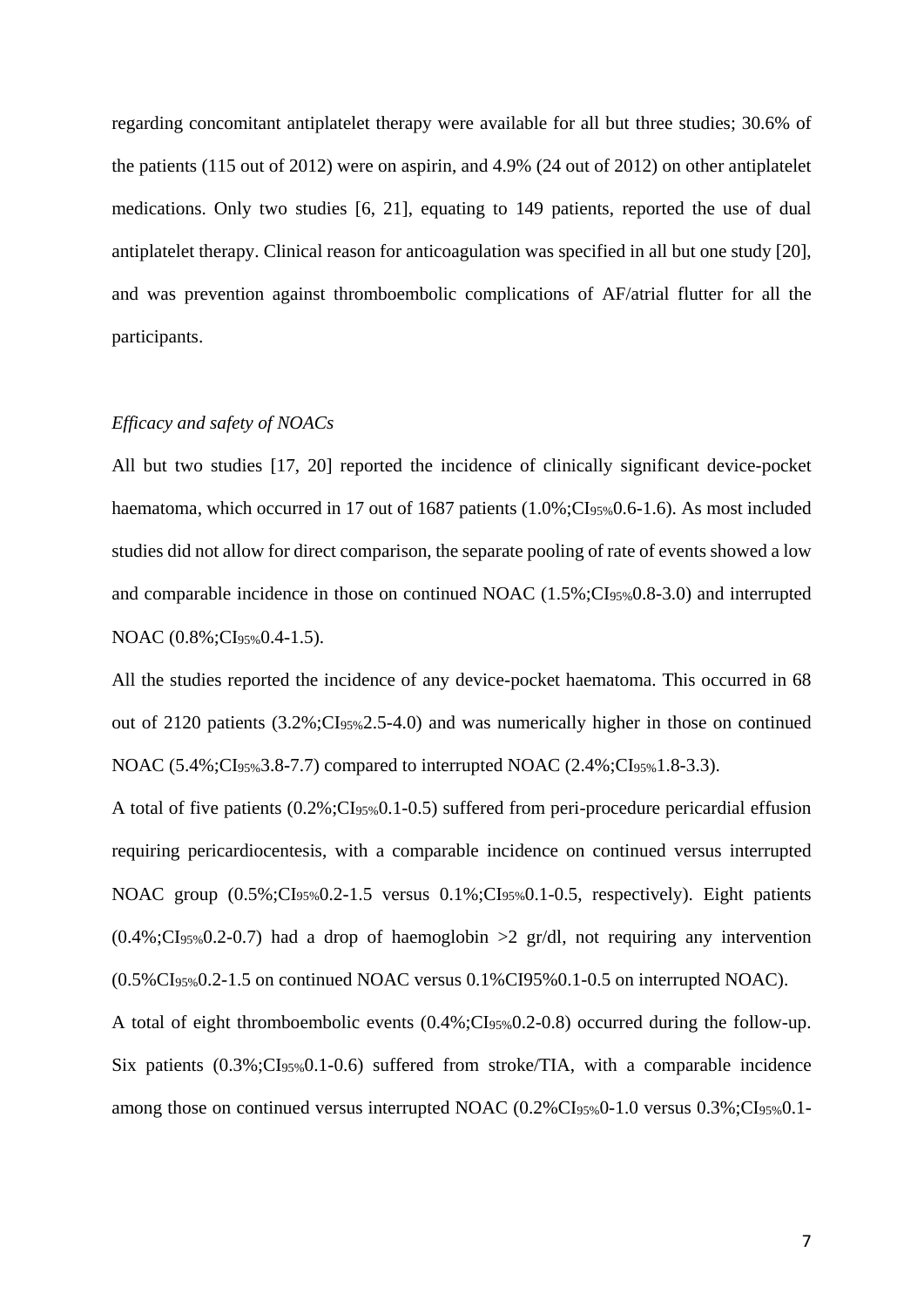regarding concomitant antiplatelet therapy were available for all but three studies; 30.6% of the patients (115 out of 2012) were on aspirin, and 4.9% (24 out of 2012) on other antiplatelet medications. Only two studies [6, 21], equating to 149 patients, reported the use of dual antiplatelet therapy. Clinical reason for anticoagulation was specified in all but one study [20], and was prevention against thromboembolic complications of AF/atrial flutter for all the participants.

*Efficacy and safety of NOACs*

All but two studies [17, 20] reported the incidence of clinically significant device-pocket haematoma, which occurred in 17 out of 1687 patients (1.0%;$CI_{95\%}$0.6-1.6). As most included studies did not allow for direct comparison, the separate pooling of rate of events showed a low and comparable incidence in those on continued NOAC (1.5%;$CI_{95\%}$0.8-3.0) and interrupted NOAC (0.8%;$CI_{95\%}$0.4-1.5).

All the studies reported the incidence of any device-pocket haematoma. This occurred in 68 out of 2120 patients (3.2%;$CI_{95\%}$2.5-4.0) and was numerically higher in those on continued NOAC (5.4%;$CI_{95\%}$3.8-7.7) compared to interrupted NOAC (2.4%;$CI_{95\%}$1.8-3.3).

A total of five patients (0.2%;$CI_{95\%}$0.1-0.5) suffered from peri-procedure pericardial effusion requiring pericardiocentesis, with a comparable incidence on continued versus interrupted NOAC group (0.5%;$CI_{95\%}$0.2-1.5 versus 0.1%;$CI_{95\%}$0.1-0.5, respectively). Eight patients (0.4%;$CI_{95\%}$0.2-0.7) had a drop of haemoglobin >2 gr/dl, not requiring any intervention (0.5%$CI_{95\%}$0.2-1.5 on continued NOAC versus 0.1%CI95%0.1-0.5 on interrupted NOAC).

A total of eight thromboembolic events (0.4%;$CI_{95\%}$0.2-0.8) occurred during the follow-up. Six patients (0.3%;$CI_{95\%}$0.1-0.6) suffered from stroke/TIA, with a comparable incidence among those on continued versus interrupted NOAC (0.2%$CI_{95\%}$0-1.0 versus 0.3%;$CI_{95\%}$0.1-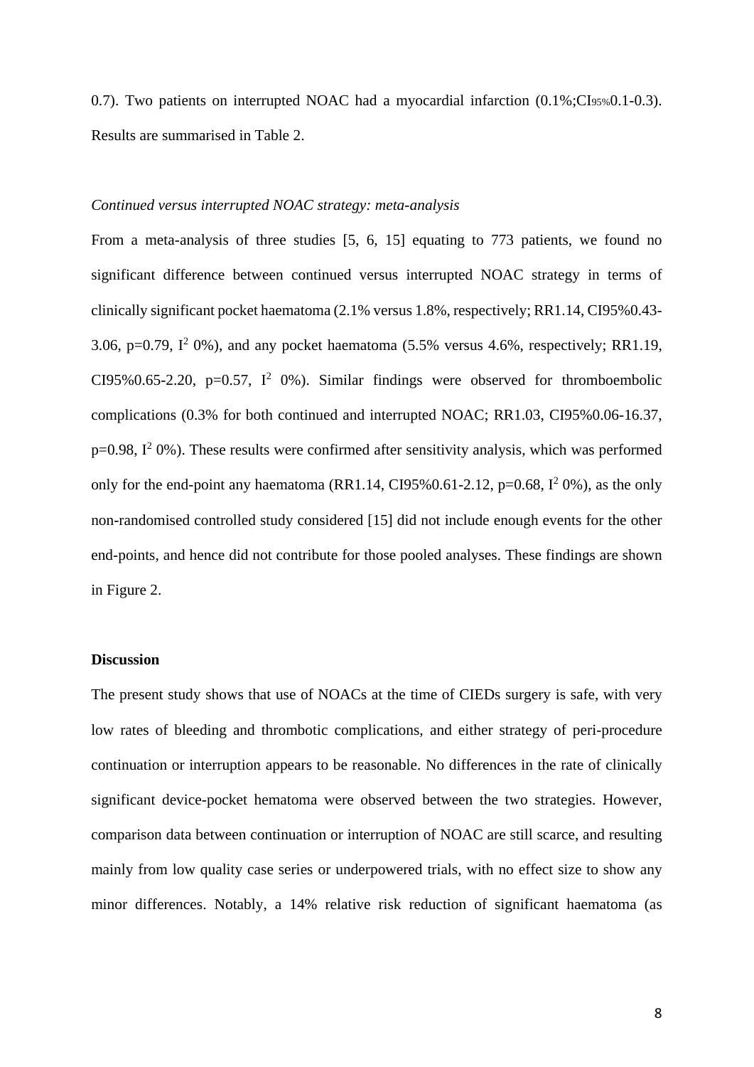0.7). Two patients on interrupted NOAC had a myocardial infarction (0.1%;$CI_{95\%}$0.1-0.3). Results are summarised in Table 2.

*Continued versus interrupted NOAC strategy: meta-analysis*

From a meta-analysis of three studies [5, 6, 15] equating to 773 patients, we found no significant difference between continued versus interrupted NOAC strategy in terms of clinically significant pocket haematoma (2.1% versus 1.8%, respectively; RR1.14, CI95%0.43-3.06, p=0.79, $I^2$ 0%), and any pocket haematoma (5.5% versus 4.6%, respectively; RR1.19, CI95%0.65-2.20, p=0.57, $I^2$ 0%). Similar findings were observed for thromboembolic complications (0.3% for both continued and interrupted NOAC; RR1.03, CI95%0.06-16.37, p=0.98, $I^2$ 0%). These results were confirmed after sensitivity analysis, which was performed only for the end-point any haematoma (RR1.14, CI95%0.61-2.12, p=0.68, $I^2$ 0%), as the only non-randomised controlled study considered [15] did not include enough events for the other end-points, and hence did not contribute for those pooled analyses. These findings are shown in Figure 2.

**Discussion**

The present study shows that use of NOACs at the time of CIEDs surgery is safe, with very low rates of bleeding and thrombotic complications, and either strategy of peri-procedure continuation or interruption appears to be reasonable. No differences in the rate of clinically significant device-pocket hematoma were observed between the two strategies. However, comparison data between continuation or interruption of NOAC are still scarce, and resulting mainly from low quality case series or underpowered trials, with no effect size to show any minor differences. Notably, a 14% relative risk reduction of significant haematoma (as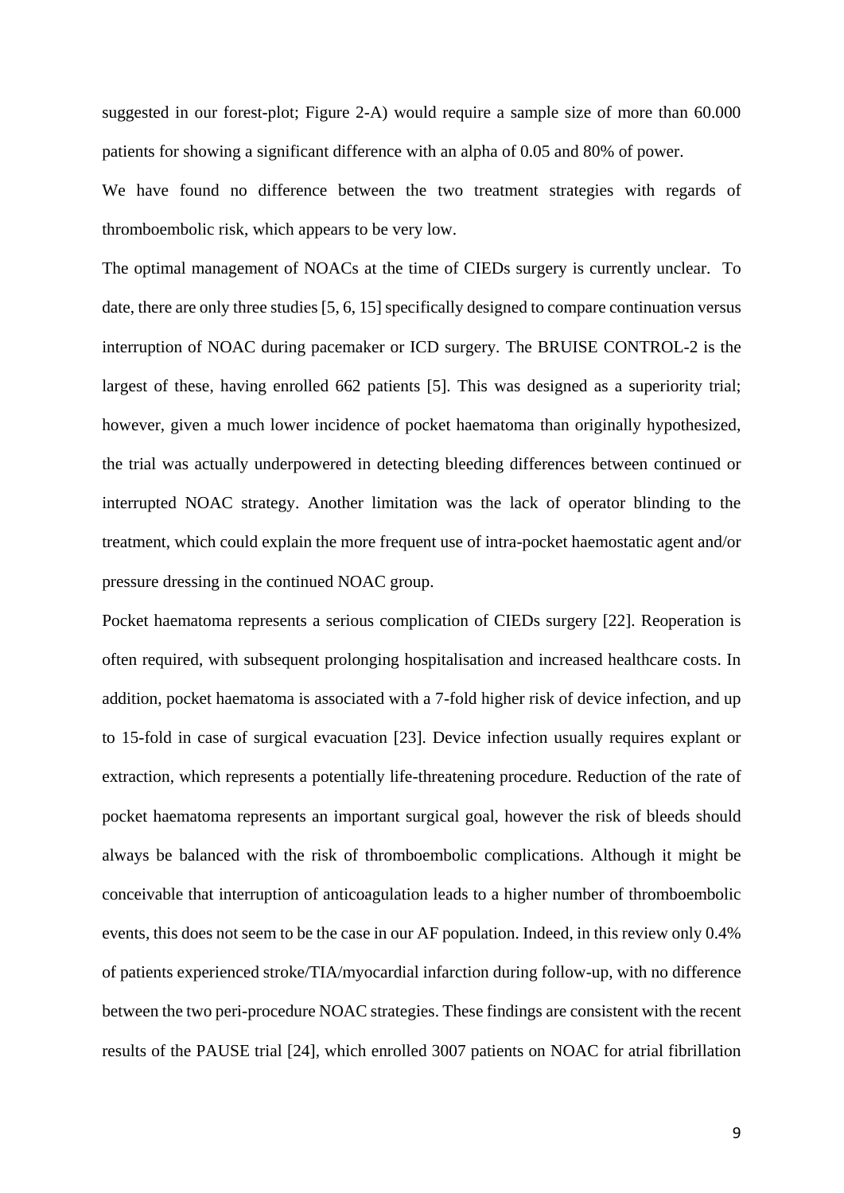suggested in our forest-plot; Figure 2-A) would require a sample size of more than 60.000 patients for showing a significant difference with an alpha of 0.05 and 80% of power.

We have found no difference between the two treatment strategies with regards of thromboembolic risk, which appears to be very low.

The optimal management of NOACs at the time of CIEDs surgery is currently unclear. To date, there are only three studies [5, 6, 15] specifically designed to compare continuation versus interruption of NOAC during pacemaker or ICD surgery. The BRUISE CONTROL-2 is the largest of these, having enrolled 662 patients [5]. This was designed as a superiority trial; however, given a much lower incidence of pocket haematoma than originally hypothesized, the trial was actually underpowered in detecting bleeding differences between continued or interrupted NOAC strategy. Another limitation was the lack of operator blinding to the treatment, which could explain the more frequent use of intra-pocket haemostatic agent and/or pressure dressing in the continued NOAC group.

Pocket haematoma represents a serious complication of CIEDs surgery [22]. Reoperation is often required, with subsequent prolonging hospitalisation and increased healthcare costs. In addition, pocket haematoma is associated with a 7-fold higher risk of device infection, and up to 15-fold in case of surgical evacuation [23]. Device infection usually requires explant or extraction, which represents a potentially life-threatening procedure. Reduction of the rate of pocket haematoma represents an important surgical goal, however the risk of bleeds should always be balanced with the risk of thromboembolic complications. Although it might be conceivable that interruption of anticoagulation leads to a higher number of thromboembolic events, this does not seem to be the case in our AF population. Indeed, in this review only 0.4% of patients experienced stroke/TIA/myocardial infarction during follow-up, with no difference between the two peri-procedure NOAC strategies. These findings are consistent with the recent results of the PAUSE trial [24], which enrolled 3007 patients on NOAC for atrial fibrillation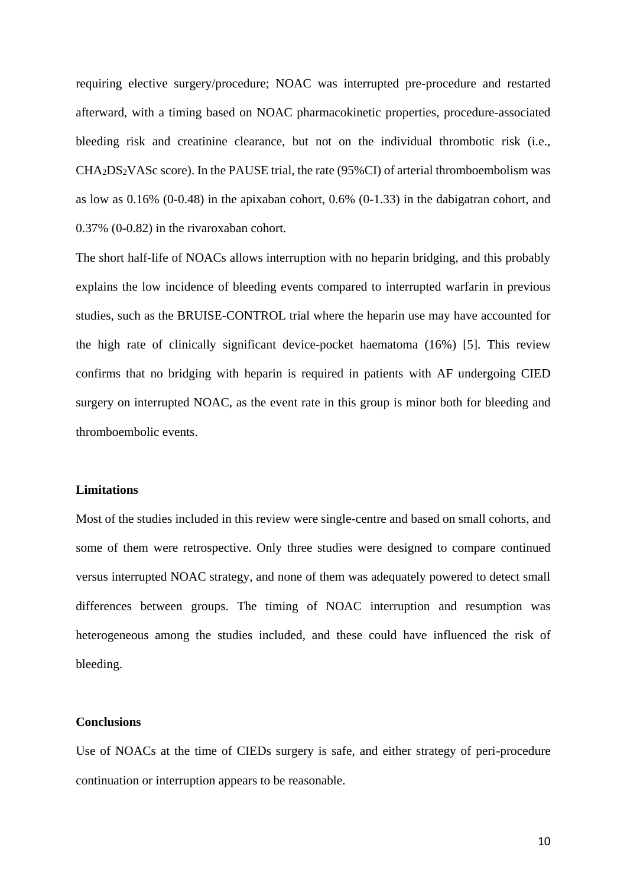requiring elective surgery/procedure; NOAC was interrupted pre-procedure and restarted afterward, with a timing based on NOAC pharmacokinetic properties, procedure-associated bleeding risk and creatinine clearance, but not on the individual thrombotic risk (i.e., $CHA_2DS_2VASc$ score). In the PAUSE trial, the rate (95%CI) of arterial thromboembolism was as low as 0.16% (0-0.48) in the apixaban cohort, 0.6% (0-1.33) in the dabigatran cohort, and 0.37% (0-0.82) in the rivaroxaban cohort.

The short half-life of NOACs allows interruption with no heparin bridging, and this probably explains the low incidence of bleeding events compared to interrupted warfarin in previous studies, such as the BRUISE-CONTROL trial where the heparin use may have accounted for the high rate of clinically significant device-pocket haematoma (16%) [5]. This review confirms that no bridging with heparin is required in patients with AF undergoing CIED surgery on interrupted NOAC, as the event rate in this group is minor both for bleeding and thromboembolic events.

### Limitations

Most of the studies included in this review were single-centre and based on small cohorts, and some of them were retrospective. Only three studies were designed to compare continued versus interrupted NOAC strategy, and none of them was adequately powered to detect small differences between groups. The timing of NOAC interruption and resumption was heterogeneous among the studies included, and these could have influenced the risk of bleeding.

### Conclusions

Use of NOACs at the time of CIEDs surgery is safe, and either strategy of peri-procedure continuation or interruption appears to be reasonable.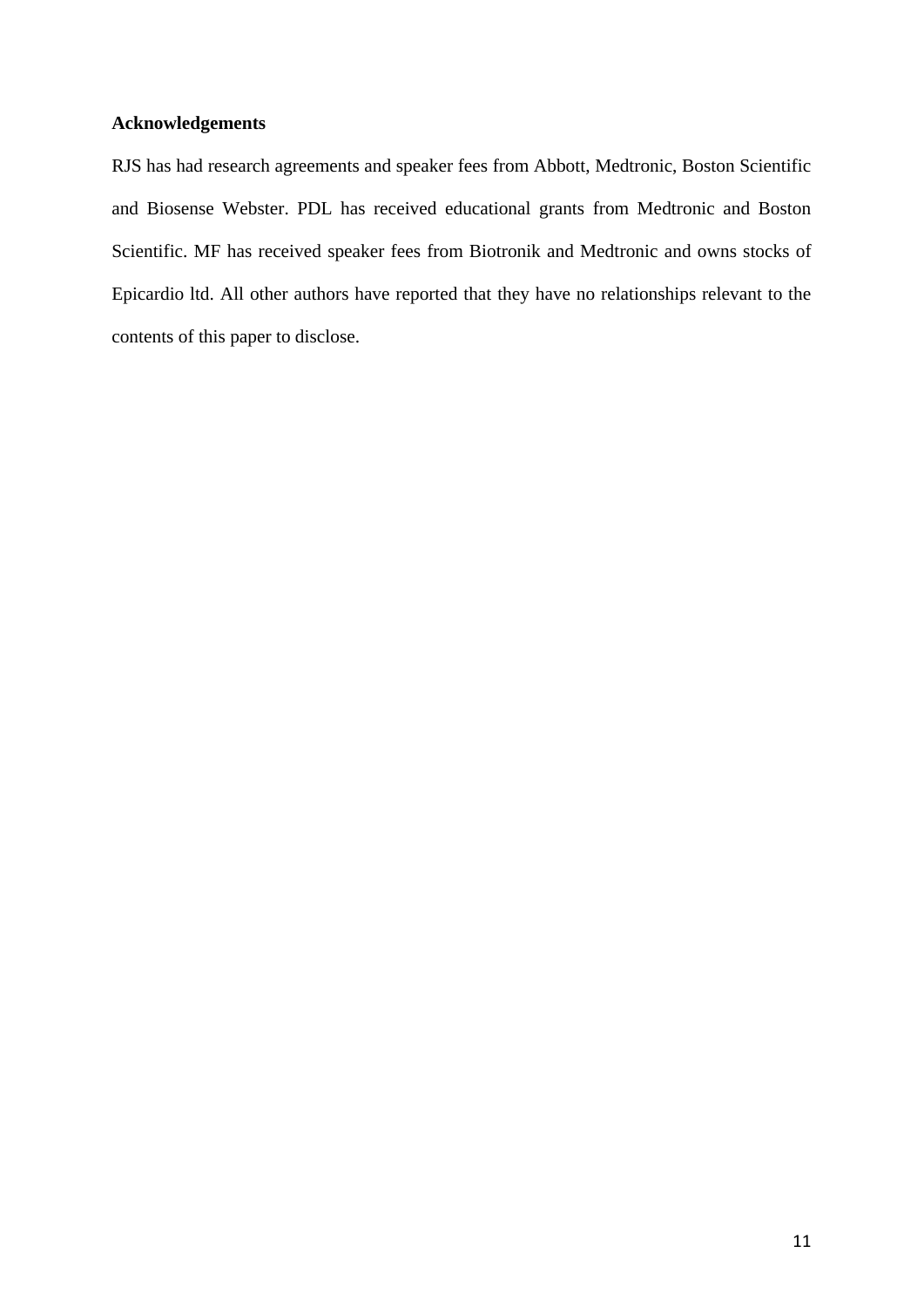**Acknowledgements**

RJS has had research agreements and speaker fees from Abbott, Medtronic, Boston Scientific and Biosense Webster. PDL has received educational grants from Medtronic and Boston Scientific. MF has received speaker fees from Biotronik and Medtronic and owns stocks of Epicardio ltd. All other authors have reported that they have no relationships relevant to the contents of this paper to disclose.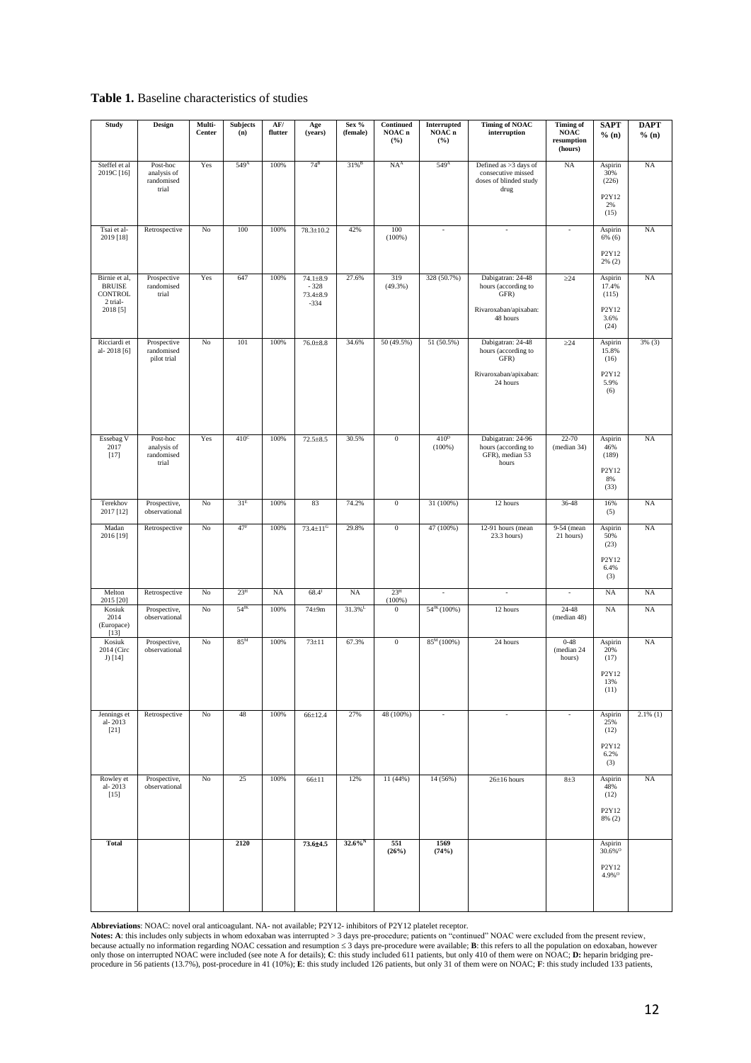**Table 1.** Baseline characteristics of studies

| Study | Design | Multi-Center | Subjects (n) | AF/ flutter | Age (years) | Sex % (female) | Continued NOAC n (%) | Interrupted NOAC n (%) | Timing of NOAC interruption | Timing of NOAC resumption (hours) | SAPT % (n) | DAPT % (n) |
|---|---|---|---|---|---|---|---|---|---|---|---|---|
| Steffel et al 2019C [16] | Post-hoc analysis of randomised trial | Yes | 549[A] | 100% | 74[B] | 31%[B] | NA[A] | 549[A] | Defined as >3 days of consecutive missed doses of blinded study drug | NA | Aspirin 30% (226) P2Y12 2% (15) | NA |
| Tsai et al- 2019 [18] | Retrospective | No | 100 | 100% | 78.3±10.2 | 42% | 100 (100%) | - | - | - | Aspirin 6% (6) P2Y12 2% (2) | NA |
| Birnie et al, BRUISE CONTROL 2 trial- 2018 [5] | Prospective randomised trial | Yes | 647 | 100% | 74.1±8.9 - 328 73.4±8.9 -334 | 27.6% | 319 (49.3%) | 328 (50.7%) | Dabigatran: 24-48 hours (according to GFR) Rivaroxaban/apixaban: 48 hours | ≥24 | Aspirin 17.4% (115) P2Y12 3.6% (24) | NA |
| Ricciardi et al- 2018 [6] | Prospective randomised pilot trial | No | 101 | 100% | 76.0±8.8 | 34.6% | 50 (49.5%) | 51 (50.5%) | Dabigatran: 24-48 hours (according to GFR) Rivaroxaban/apixaban: 24 hours | ≥24 | Aspirin 15.8% (16) P2Y12 5.9% (6) | 3% (3) |
| Essebag V 2017 [17] | Post-hoc analysis of randomised trial | Yes | 410[C] | 100% | 72.5±8.5 | 30.5% | 0 | 410[D] (100%) | Dabigatran: 24-96 hours (according to GFR), median 53 hours | 22-70 (median 34) | Aspirin 46% (189) P2Y12 8% (33) | NA |
| Terekhov 2017 [12] | Prospective, observational | No | 31[E] | 100% | 83 | 74.2% | 0 | 31 (100%) | 12 hours | 36-48 | 16% (5) | NA |
| Madan 2016 [19] | Retrospective | No | 47[F] | 100% | 73.4±11[G] | 29.8% | 0 | 47 (100%) | 12-91 hours (mean 23.3 hours) | 9-54 (mean 21 hours) | Aspirin 50% (23) P2Y12 6.4% (3) | NA |
| Melton 2015 [20] | Retrospective | No | 23[H] | NA | 68.4[I] | NA | 23[H] (100%) | - | - | - | NA | NA |
| Kosiuk 2014 (Europace) [13] | Prospective, observational | No | 54[JK] | 100% | 74±9m | 31.3%[L] | 0 | 54[JK] (100%) | 12 hours | 24-48 (median 48) | NA | NA |
| Kosiuk 2014 (Circ J) [14] | Prospective, observational | No | 85[M] | 100% | 73±11 | 67.3% | 0 | 85[M] (100%) | 24 hours | 0-48 (median 24 hours) | Aspirin 20% (17) P2Y12 13% (11) | NA |
| Jennings et al- 2013 [21] | Retrospective | No | 48 | 100% | 66±12.4 | 27% | 48 (100%) | - | - | - | Aspirin 25% (12) P2Y12 6.2% (3) | 2.1% (1) |
| Rowley et al- 2013 [15] | Prospective, observational | No | 25 | 100% | 66±11 | 12% | 11 (44%) | 14 (56%) | 26±16 hours | 8±3 | Aspirin 48% (12) P2Y12 8% (2) | NA |
| **Total** | | | **2120** | | **73.6±4.5** | **32.6%[N]** | **551 (26%)** | **1569 (74%)** | | | Aspirin 30.6%[O] P2Y12 4.9%[O] | |

**Abbreviations**: NOAC: novel oral anticoagulant. NA- not available; P2Y12- inhibitors of P2Y12 platelet receptor.

**Notes: A**: this includes only subjects in whom edoxaban was interrupted > 3 days pre-procedure; patients on "continued" NOAC were excluded from the present review, because actually no information regarding NOAC cessation and resumption ≤ 3 days pre-procedure were available; **B**: this refers to all the population on edoxaban, however only those on interrupted NOAC were included (see note A for details); **C**: this study included 611 patients, but only 410 of them were on NOAC; **D:** heparin bridging pre-procedure in 56 patients (13.7%), post-procedure in 41 (10%); **E**: this study included 126 patients, but only 31 of them were on NOAC; **F**: this study included 133 patients,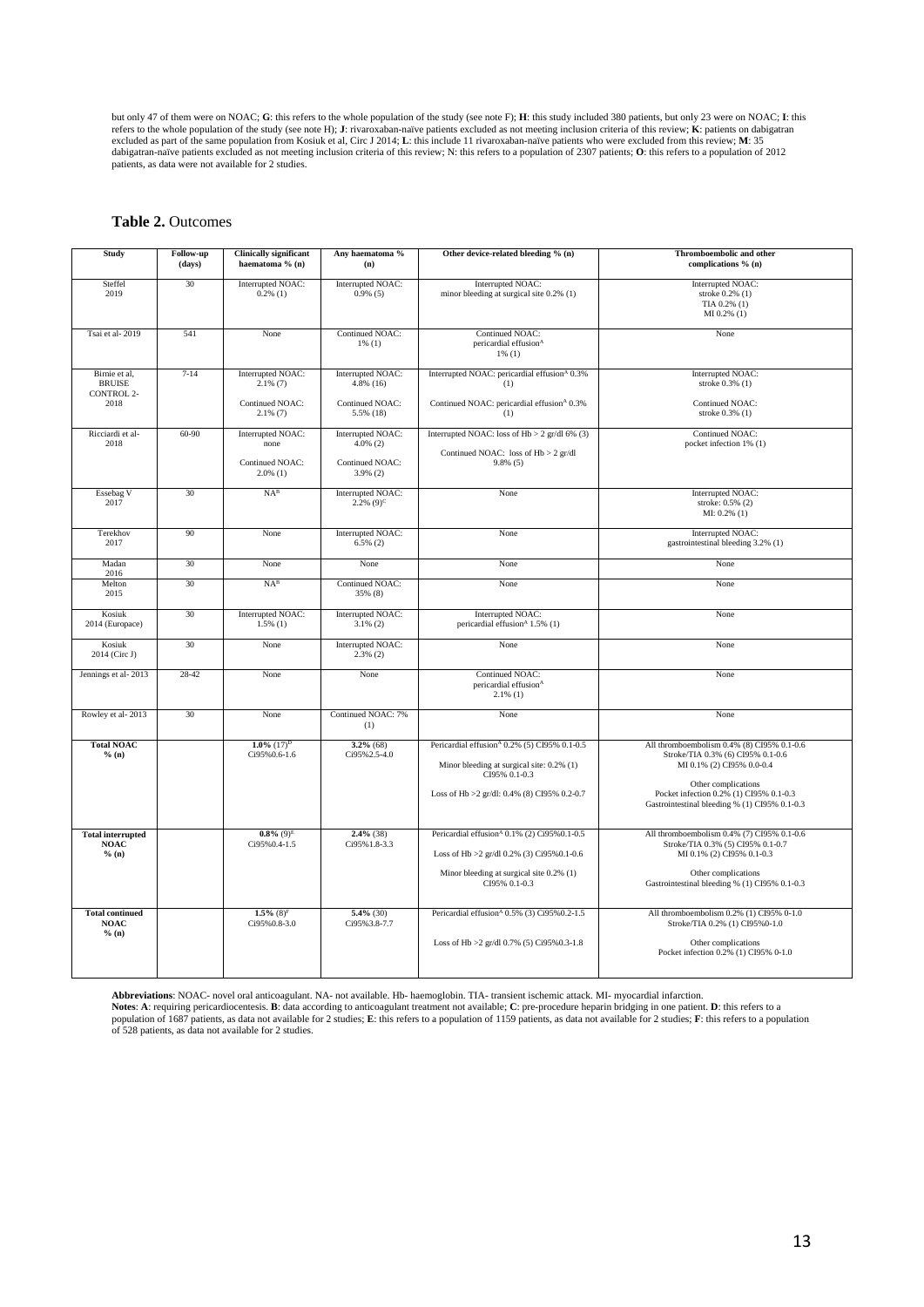but only 47 of them were on NOAC; **G**: this refers to the whole population of the study (see note F); **H**: this study included 380 patients, but only 23 were on NOAC; **I**: this refers to the whole population of the study (see note H); **J**: rivaroxaban-naïve patients excluded as not meeting inclusion criteria of this review; **K**: patients on dabigatran excluded as part of the same population from Kosiuk et al, Circ J 2014; **L**: this include 11 rivaroxaban-naïve patients who were excluded from this review; **M**: 35 dabigatran-naïve patients excluded as not meeting inclusion criteria of this review; N: this refers to a population of 2307 patients; **O**: this refers to a population of 2012 patients, as data were not available for 2 studies.

## Table 2. Outcomes

| Study | Follow-up (days) | Clinically significant haematoma % (n) | Any haematoma % (n) | Other device-related bleeding % (n) | Thromboembolic and other complications % (n) |
|---|---|---|---|---|---|
| Steffel 2019 | 30 | Interrupted NOAC: 0.2% (1) | Interrupted NOAC: 0.9% (5) | Interrupted NOAC: minor bleeding at surgical site 0.2% (1) | Interrupted NOAC: stroke 0.2% (1) TIA 0.2% (1) MI 0.2% (1) |
| Tsai et al- 2019 | 541 | None | Continued NOAC: 1% (1) | Continued NOAC: pericardial effusion[A] 1% (1) | None |
| Birnie et al, BRUISE CONTROL 2- 2018 | 7-14 | Interrupted NOAC: 2.1% (7) Continued NOAC: 2.1% (7) | Interrupted NOAC: 4.8% (16) Continued NOAC: 5.5% (18) | Interrupted NOAC: pericardial effusion[A] 0.3% (1) Continued NOAC: pericardial effusion[A] 0.3% (1) | Interrupted NOAC: stroke 0.3% (1) Continued NOAC: stroke 0.3% (1) |
| Ricciardi et al- 2018 | 60-90 | Interrupted NOAC: none Continued NOAC: 2.0% (1) | Interrupted NOAC: 4.0% (2) Continued NOAC: 3.9% (2) | Interrupted NOAC: loss of Hb > 2 gr/dl 6% (3) Continued NOAC: loss of Hb > 2 gr/dl 9.8% (5) | Continued NOAC: pocket infection 1% (1) |
| Essebag V 2017 | 30 | NA[B] | Interrupted NOAC: 2.2% (9)[C] | None | Interrupted NOAC: stroke: 0.5% (2) MI: 0.2% (1) |
| Terekhov 2017 | 90 | None | Interrupted NOAC: 6.5% (2) | None | Interrupted NOAC: gastrointestinal bleeding 3.2% (1) |
| Madan 2016 | 30 | None | None | None | None |
| Melton 2015 | 30 | NA[B] | Continued NOAC: 35% (8) | None | None |
| Kosiuk 2014 (Europace) | 30 | Interrupted NOAC: 1.5% (1) | Interrupted NOAC: 3.1% (2) | Interrupted NOAC: pericardial effusion[A] 1.5% (1) | None |
| Kosiuk 2014 (Circ J) | 30 | None | Interrupted NOAC: 2.3% (2) | None | None |
| Jennings et al- 2013 | 28-42 | None | None | Continued NOAC: pericardial effusion[A] 2.1% (1) | None |
| Rowley et al- 2013 | 30 | None | Continued NOAC: 7% (1) | None | None |
| **Total NOAC % (n)** | | **1.0%** (17)[D] Ci95%0.6-1.6 | **3.2%** (68) Ci95%2.5-4.0 | Pericardial effusion[A] 0.2% (5) CI95% 0.1-0.5 Minor bleeding at surgical site: 0.2% (1) CI95% 0.1-0.3 Loss of Hb >2 gr/dl: 0.4% (8) CI95% 0.2-0.7 | All thromboembolism 0.4% (8) CI95% 0.1-0.6 Stroke/TIA 0.3% (6) CI95% 0.1-0.6 MI 0.1% (2) CI95% 0.0-0.4 Other complications Pocket infection 0.2% (1) CI95% 0.1-0.3 Gastrointestinal bleeding % (1) CI95% 0.1-0.3 |
| **Total interrupted NOAC % (n)** | | **0.8%** (9)[E] Ci95%0.4-1.5 | **2.4%** (38) Ci95%1.8-3.3 | Pericardial effusion[A] 0.1% (2) Ci95%0.1-0.5 Loss of Hb >2 gr/dl 0.2% (3) Ci95%0.1-0.6 Minor bleeding at surgical site 0.2% (1) CI95% 0.1-0.3 | All thromboembolism 0.4% (7) CI95% 0.1-0.6 Stroke/TIA 0.3% (5) CI95% 0.1-0.7 MI 0.1% (2) CI95% 0.1-0.3 Other complications Gastrointestinal bleeding % (1) CI95% 0.1-0.3 |
| **Total continued NOAC % (n)** | | **1.5%** (8)[F] Ci95%0.8-3.0 | **5.4%** (30) Ci95%3.8-7.7 | Pericardial effusion[A] 0.5% (3) Ci95%0.2-1.5 Loss of Hb >2 gr/dl 0.7% (5) Ci95%0.3-1.8 | All thromboembolism 0.2% (1) CI95% 0-1.0 Stroke/TIA 0.2% (1) CI95%0-1.0 Other complications Pocket infection 0.2% (1) CI95% 0-1.0 |

**Abbreviations**: NOAC- novel oral anticoagulant. NA- not available. Hb- haemoglobin. TIA- transient ischemic attack. MI- myocardial infarction.
**Notes**: **A**: requiring pericardiocentesis. **B**: data according to anticoagulant treatment not available; **C**: pre-procedure heparin bridging in one patient. **D**: this refers to a population of 1687 patients, as data not available for 2 studies; **E**: this refers to a population of 1159 patients, as data not available for 2 studies; **F**: this refers to a population of 528 patients, as data not available for 2 studies.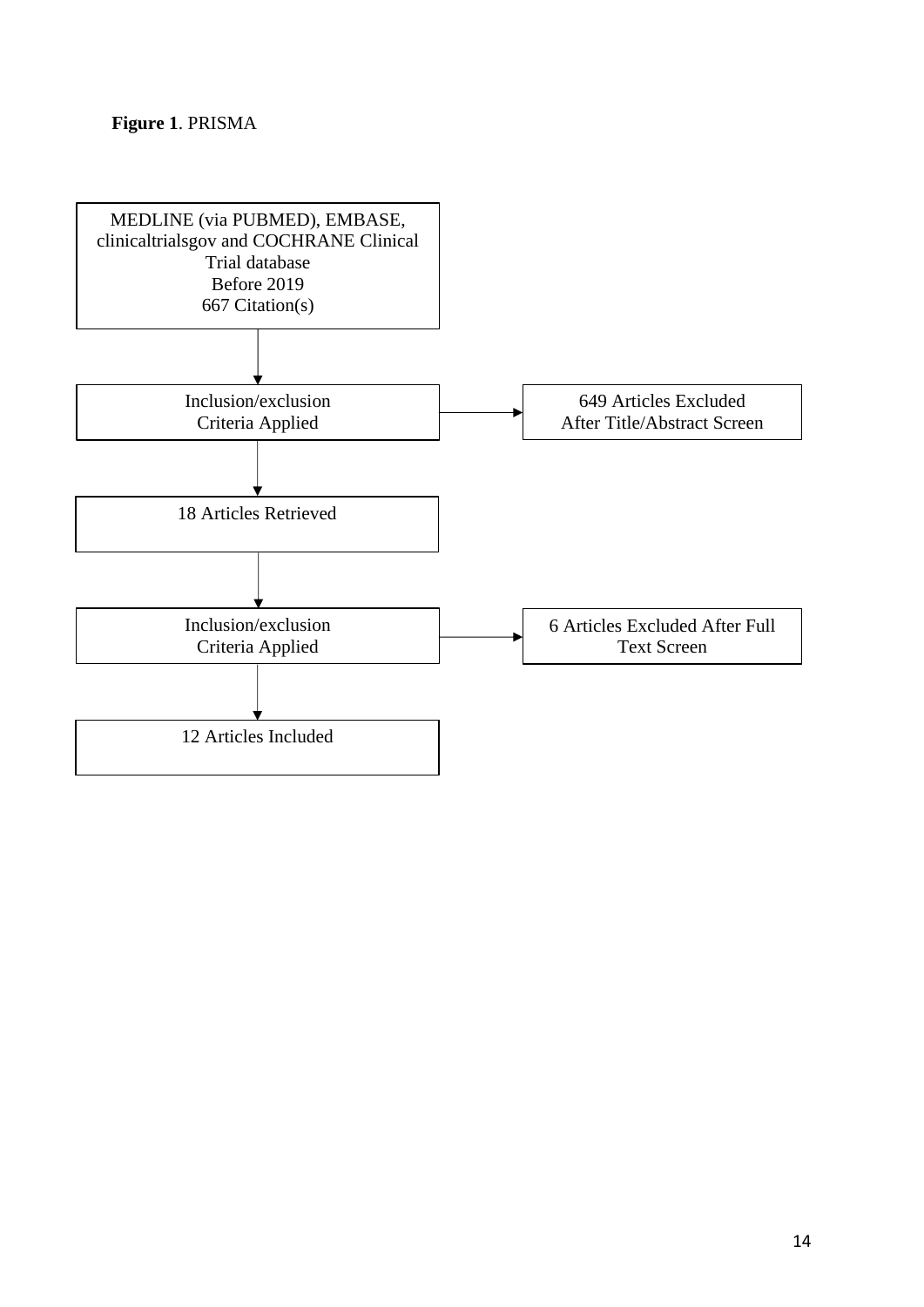**Figure 1**. PRISMA

MEDLINE (via PUBMED), EMBASE, clinicaltrialsgov and COCHRANE Clinical Trial database
Before 2019
667 Citation(s)

↓

Inclusion/exclusion Criteria Applied → 649 Articles Excluded After Title/Abstract Screen

↓

18 Articles Retrieved

↓

Inclusion/exclusion Criteria Applied → 6 Articles Excluded After Full Text Screen

↓

12 Articles Included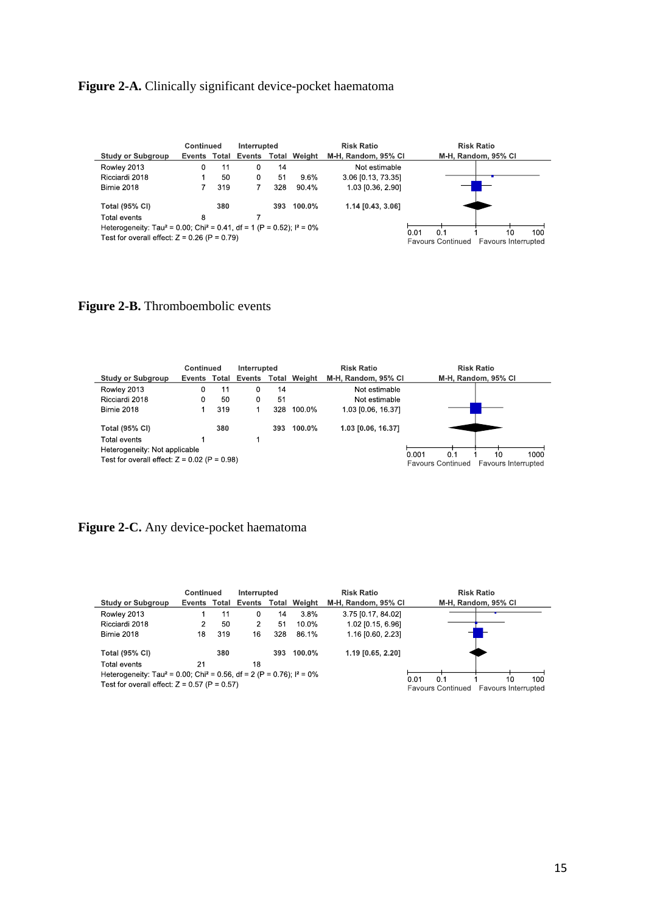**Figure 2-A.** Clinically significant device-pocket haematoma

| Study or Subgroup | Continued Events | Continued Total | Interrupted Events | Interrupted Total | Weight | Risk Ratio M-H, Random, 95% CI |
|---|---|---|---|---|---|---|
| Rowley 2013 | 0 | 11 | 0 | 14 | | Not estimable |
| Ricciardi 2018 | 1 | 50 | 0 | 51 | 9.6% | 3.06 [0.13, 73.35] |
| Birnie 2018 | 7 | 319 | 7 | 328 | 90.4% | 1.03 [0.36, 2.90] |
| **Total (95% CI)** | | **380** | | **393** | **100.0%** | **1.14 [0.43, 3.06]** |
| Total events | 8 | | 7 | | | |

Heterogeneity: $Tau^2 = 0.00$; $Chi^2 = 0.41$, df = 1 (P = 0.52); $I^2 = 0\%$
Test for overall effect: Z = 0.26 (P = 0.79)

Risk Ratio M-H, Random, 95% CI (axis: 0.01, 0.1, 1, 10, 100; Favours Continued / Favours Interrupted)

**Figure 2-B.** Thromboembolic events

| Study or Subgroup | Continued Events | Continued Total | Interrupted Events | Interrupted Total | Weight | Risk Ratio M-H, Random, 95% CI |
|---|---|---|---|---|---|---|
| Rowley 2013 | 0 | 11 | 0 | 14 | | Not estimable |
| Ricciardi 2018 | 0 | 50 | 0 | 51 | | Not estimable |
| Birnie 2018 | 1 | 319 | 1 | 328 | 100.0% | 1.03 [0.06, 16.37] |
| **Total (95% CI)** | | **380** | | **393** | **100.0%** | **1.03 [0.06, 16.37]** |
| Total events | 1 | | 1 | | | |

Heterogeneity: Not applicable
Test for overall effect: Z = 0.02 (P = 0.98)

Risk Ratio M-H, Random, 95% CI (axis: 0.001, 0.1, 1, 10, 1000; Favours Continued / Favours Interrupted)

**Figure 2-C.** Any device-pocket haematoma

| Study or Subgroup | Continued Events | Continued Total | Interrupted Events | Interrupted Total | Weight | Risk Ratio M-H, Random, 95% CI |
|---|---|---|---|---|---|---|
| Rowley 2013 | 1 | 11 | 0 | 14 | 3.8% | 3.75 [0.17, 84.02] |
| Ricciardi 2018 | 2 | 50 | 2 | 51 | 10.0% | 1.02 [0.15, 6.96] |
| Birnie 2018 | 18 | 319 | 16 | 328 | 86.1% | 1.16 [0.60, 2.23] |
| **Total (95% CI)** | | **380** | | **393** | **100.0%** | **1.19 [0.65, 2.20]** |
| Total events | 21 | | 18 | | | |

Heterogeneity: $Tau^2 = 0.00$; $Chi^2 = 0.56$, df = 2 (P = 0.76); $I^2 = 0\%$
Test for overall effect: Z = 0.57 (P = 0.57)

Risk Ratio M-H, Random, 95% CI (axis: 0.01, 0.1, 1, 10, 100; Favours Continued / Favours Interrupted)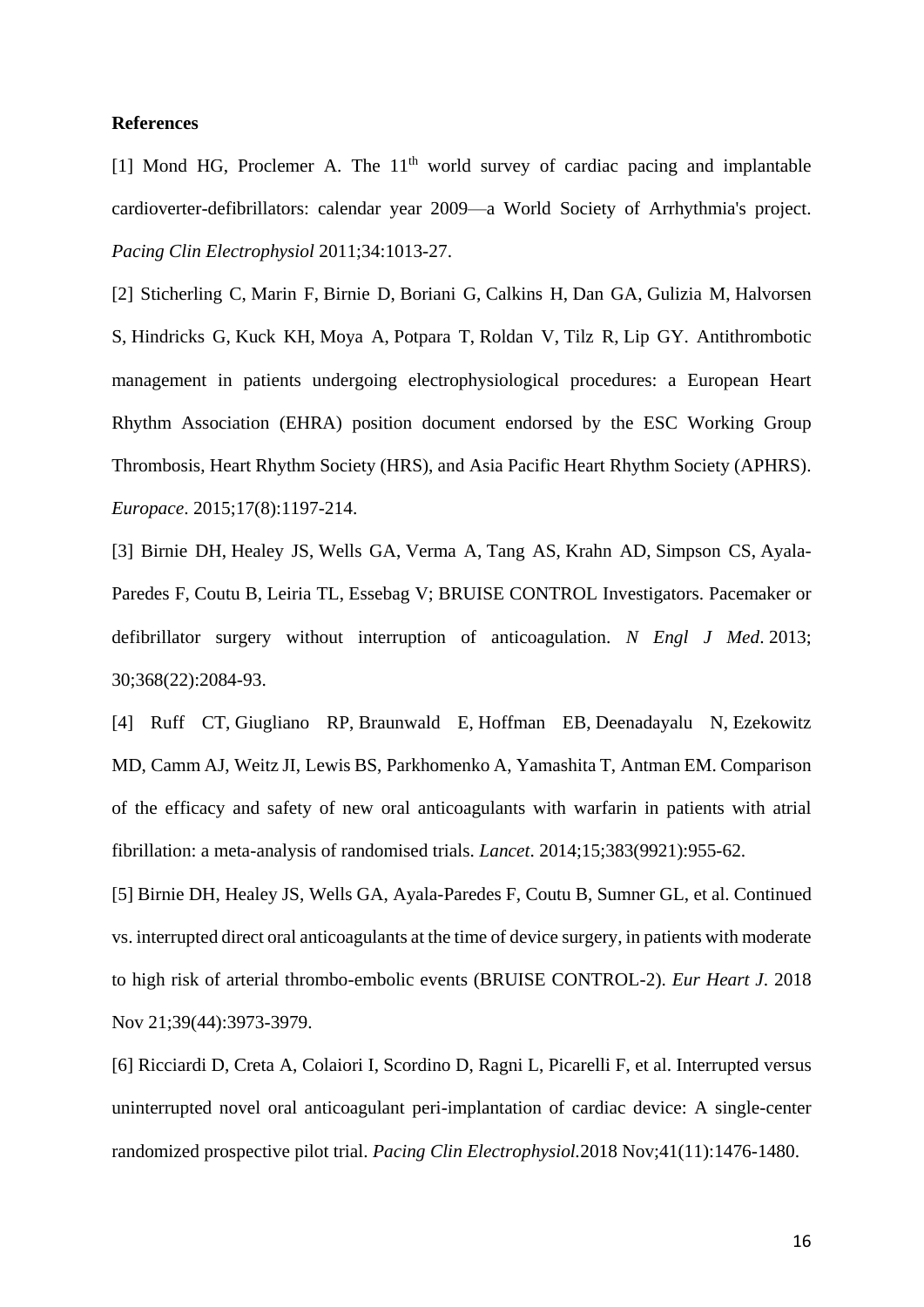**References**

[1] Mond HG, Proclemer A. The 11th world survey of cardiac pacing and implantable cardioverter-defibrillators: calendar year 2009—a World Society of Arrhythmia's project. *Pacing Clin Electrophysiol* 2011;34:1013-27.

[2] Sticherling C, Marin F, Birnie D, Boriani G, Calkins H, Dan GA, Gulizia M, Halvorsen S, Hindricks G, Kuck KH, Moya A, Potpara T, Roldan V, Tilz R, Lip GY. Antithrombotic management in patients undergoing electrophysiological procedures: a European Heart Rhythm Association (EHRA) position document endorsed by the ESC Working Group Thrombosis, Heart Rhythm Society (HRS), and Asia Pacific Heart Rhythm Society (APHRS). *Europace*. 2015;17(8):1197-214.

[3] Birnie DH, Healey JS, Wells GA, Verma A, Tang AS, Krahn AD, Simpson CS, Ayala-Paredes F, Coutu B, Leiria TL, Essebag V; BRUISE CONTROL Investigators. Pacemaker or defibrillator surgery without interruption of anticoagulation. *N Engl J Med*. 2013; 30;368(22):2084-93.

[4] Ruff CT, Giugliano RP, Braunwald E, Hoffman EB, Deenadayalu N, Ezekowitz MD, Camm AJ, Weitz JI, Lewis BS, Parkhomenko A, Yamashita T, Antman EM. Comparison of the efficacy and safety of new oral anticoagulants with warfarin in patients with atrial fibrillation: a meta-analysis of randomised trials. *Lancet*. 2014;15;383(9921):955-62.

[5] Birnie DH, Healey JS, Wells GA, Ayala-Paredes F, Coutu B, Sumner GL, et al. Continued vs. interrupted direct oral anticoagulants at the time of device surgery, in patients with moderate to high risk of arterial thrombo-embolic events (BRUISE CONTROL-2). *Eur Heart J*. 2018 Nov 21;39(44):3973-3979.

[6] Ricciardi D, Creta A, Colaiori I, Scordino D, Ragni L, Picarelli F, et al. Interrupted versus uninterrupted novel oral anticoagulant peri-implantation of cardiac device: A single-center randomized prospective pilot trial. *Pacing Clin Electrophysiol.*2018 Nov;41(11):1476-1480.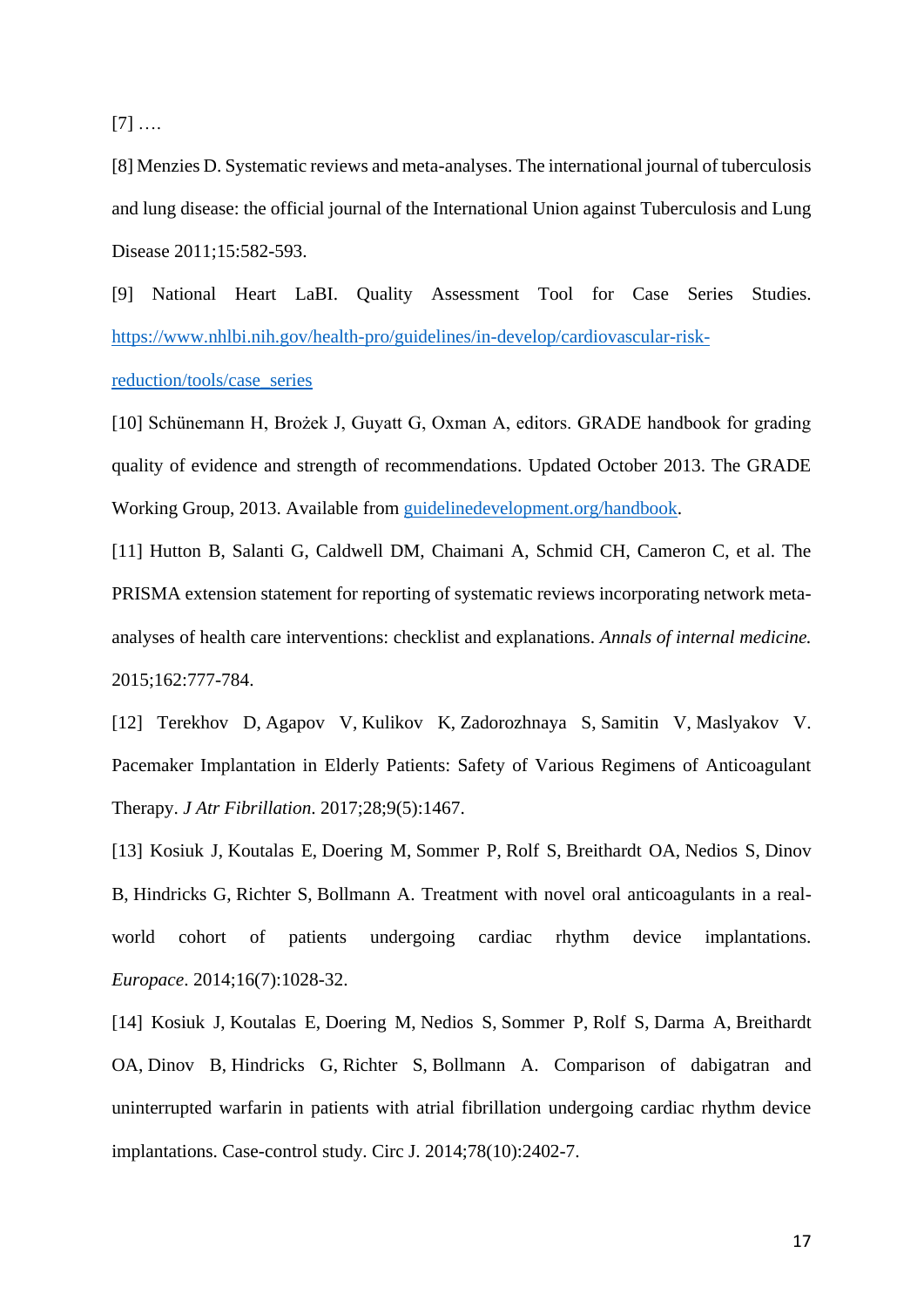[7] ….

[8] Menzies D. Systematic reviews and meta-analyses. The international journal of tuberculosis and lung disease: the official journal of the International Union against Tuberculosis and Lung Disease 2011;15:582-593.

[9] National Heart LaBI. Quality Assessment Tool for Case Series Studies. [https://www.nhlbi.nih.gov/health-pro/guidelines/in-develop/cardiovascular-risk-reduction/tools/case_series](https://www.nhlbi.nih.gov/health-pro/guidelines/in-develop/cardiovascular-risk-reduction/tools/case_series)

[10] Schünemann H, Brożek J, Guyatt G, Oxman A, editors. GRADE handbook for grading quality of evidence and strength of recommendations. Updated October 2013. The GRADE Working Group, 2013. Available from [guidelinedevelopment.org/handbook](guidelinedevelopment.org/handbook).

[11] Hutton B, Salanti G, Caldwell DM, Chaimani A, Schmid CH, Cameron C, et al. The PRISMA extension statement for reporting of systematic reviews incorporating network meta-analyses of health care interventions: checklist and explanations. *Annals of internal medicine.* 2015;162:777-784.

[12] Terekhov D, Agapov V, Kulikov K, Zadorozhnaya S, Samitin V, Maslyakov V. Pacemaker Implantation in Elderly Patients: Safety of Various Regimens of Anticoagulant Therapy. *J Atr Fibrillation*. 2017;28;9(5):1467.

[13] Kosiuk J, Koutalas E, Doering M, Sommer P, Rolf S, Breithardt OA, Nedios S, Dinov B, Hindricks G, Richter S, Bollmann A. Treatment with novel oral anticoagulants in a real-world cohort of patients undergoing cardiac rhythm device implantations. *Europace*. 2014;16(7):1028-32.

[14] Kosiuk J, Koutalas E, Doering M, Nedios S, Sommer P, Rolf S, Darma A, Breithardt OA, Dinov B, Hindricks G, Richter S, Bollmann A. Comparison of dabigatran and uninterrupted warfarin in patients with atrial fibrillation undergoing cardiac rhythm device implantations. Case-control study. Circ J. 2014;78(10):2402-7.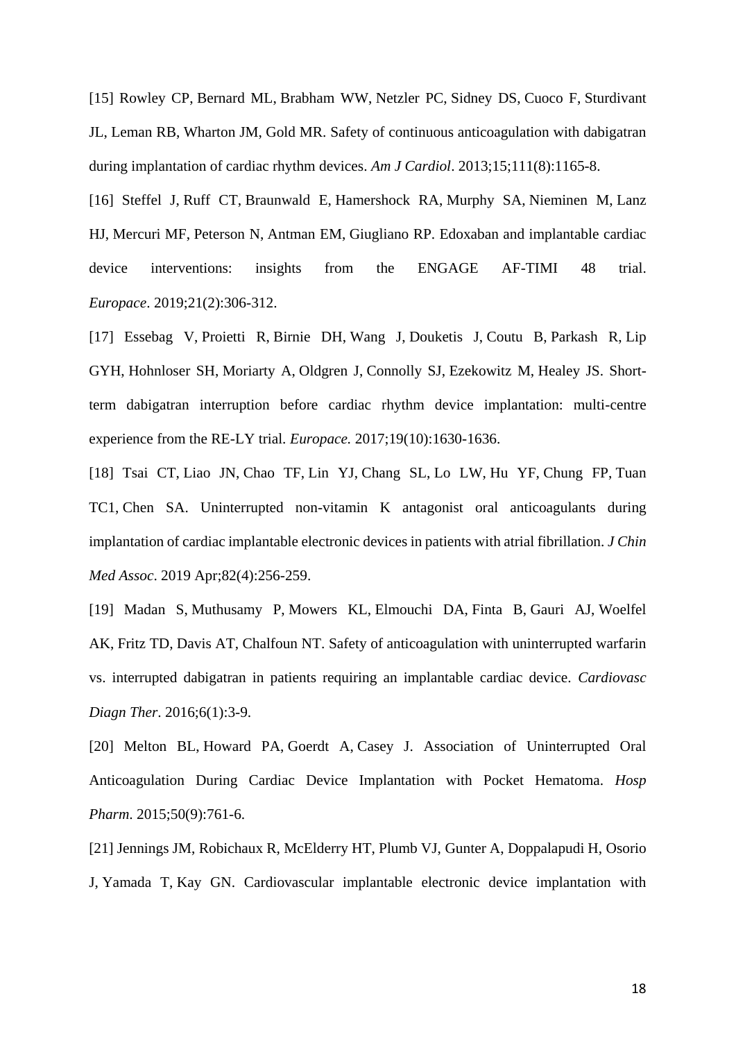[15] Rowley CP, Bernard ML, Brabham WW, Netzler PC, Sidney DS, Cuoco F, Sturdivant JL, Leman RB, Wharton JM, Gold MR. Safety of continuous anticoagulation with dabigatran during implantation of cardiac rhythm devices. *Am J Cardiol*. 2013;15;111(8):1165-8.

[16] Steffel J, Ruff CT, Braunwald E, Hamershock RA, Murphy SA, Nieminen M, Lanz HJ, Mercuri MF, Peterson N, Antman EM, Giugliano RP. Edoxaban and implantable cardiac device interventions: insights from the ENGAGE AF-TIMI 48 trial. *Europace*. 2019;21(2):306-312.

[17] Essebag V, Proietti R, Birnie DH, Wang J, Douketis J, Coutu B, Parkash R, Lip GYH, Hohnloser SH, Moriarty A, Oldgren J, Connolly SJ, Ezekowitz M, Healey JS. Short-term dabigatran interruption before cardiac rhythm device implantation: multi-centre experience from the RE-LY trial. *Europace.* 2017;19(10):1630-1636.

[18] Tsai CT, Liao JN, Chao TF, Lin YJ, Chang SL, Lo LW, Hu YF, Chung FP, Tuan TC1, Chen SA. Uninterrupted non-vitamin K antagonist oral anticoagulants during implantation of cardiac implantable electronic devices in patients with atrial fibrillation. *J Chin Med Assoc*. 2019 Apr;82(4):256-259.

[19] Madan S, Muthusamy P, Mowers KL, Elmouchi DA, Finta B, Gauri AJ, Woelfel AK, Fritz TD, Davis AT, Chalfoun NT. Safety of anticoagulation with uninterrupted warfarin vs. interrupted dabigatran in patients requiring an implantable cardiac device. *Cardiovasc Diagn Ther*. 2016;6(1):3-9.

[20] Melton BL, Howard PA, Goerdt A, Casey J. Association of Uninterrupted Oral Anticoagulation During Cardiac Device Implantation with Pocket Hematoma. *Hosp Pharm*. 2015;50(9):761-6.

[21] Jennings JM, Robichaux R, McElderry HT, Plumb VJ, Gunter A, Doppalapudi H, Osorio J, Yamada T, Kay GN. Cardiovascular implantable electronic device implantation with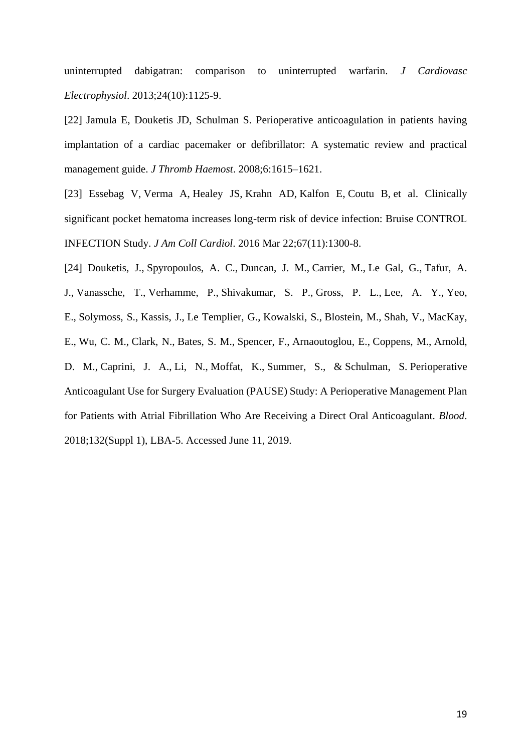uninterrupted dabigatran: comparison to uninterrupted warfarin. *J Cardiovasc Electrophysiol*. 2013;24(10):1125-9.

[22] Jamula E, Douketis JD, Schulman S. Perioperative anticoagulation in patients having implantation of a cardiac pacemaker or defibrillator: A systematic review and practical management guide. *J Thromb Haemost*. 2008;6:1615–1621.

[23] Essebag V, Verma A, Healey JS, Krahn AD, Kalfon E, Coutu B, et al. Clinically significant pocket hematoma increases long-term risk of device infection: Bruise CONTROL INFECTION Study. *J Am Coll Cardiol*. 2016 Mar 22;67(11):1300-8.

[24] Douketis, J., Spyropoulos, A. C., Duncan, J. M., Carrier, M., Le Gal, G., Tafur, A. J., Vanassche, T., Verhamme, P., Shivakumar, S. P., Gross, P. L., Lee, A. Y., Yeo, E., Solymoss, S., Kassis, J., Le Templier, G., Kowalski, S., Blostein, M., Shah, V., MacKay, E., Wu, C. M., Clark, N., Bates, S. M., Spencer, F., Arnaoutoglou, E., Coppens, M., Arnold, D. M., Caprini, J. A., Li, N., Moffat, K., Summer, S., & Schulman, S. Perioperative Anticoagulant Use for Surgery Evaluation (PAUSE) Study: A Perioperative Management Plan for Patients with Atrial Fibrillation Who Are Receiving a Direct Oral Anticoagulant. *Blood*. 2018;132(Suppl 1), LBA-5. Accessed June 11, 2019.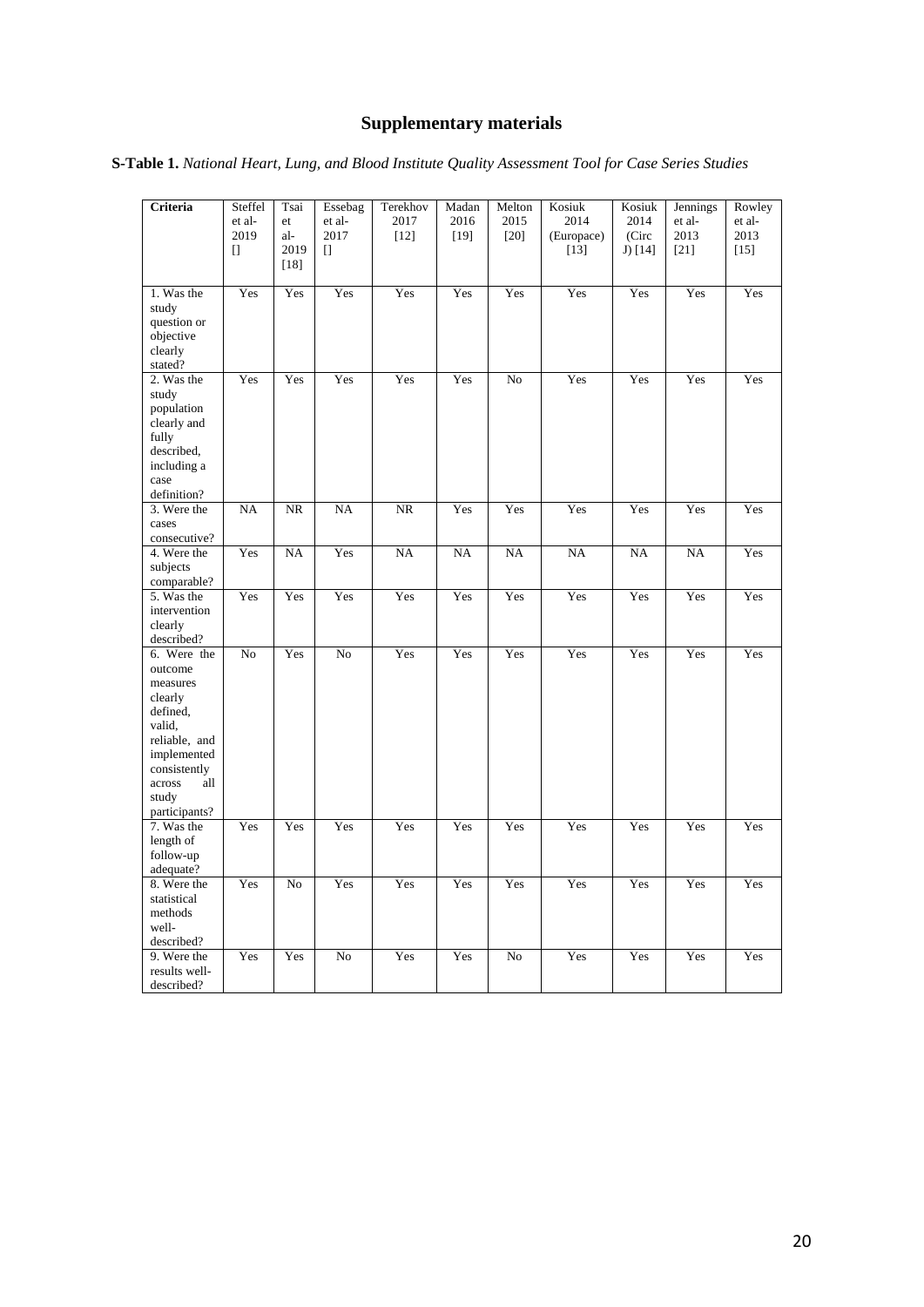# Supplementary materials

**S-Table 1.** *National Heart, Lung, and Blood Institute Quality Assessment Tool for Case Series Studies*

| Criteria | Steffel et al- 2019 [] | Tsai et al- 2019 [18] | Essebag et al- 2017 [] | Terekhov 2017 [12] | Madan 2016 [19] | Melton 2015 [20] | Kosiuk 2014 (Europace) [13] | Kosiuk 2014 (Circ J) [14] | Jennings et al- 2013 [21] | Rowley et al- 2013 [15] |
|---|---|---|---|---|---|---|---|---|---|---|
| 1. Was the study question or objective clearly stated? | Yes | Yes | Yes | Yes | Yes | Yes | Yes | Yes | Yes | Yes |
| 2. Was the study population clearly and fully described, including a case definition? | Yes | Yes | Yes | Yes | Yes | No | Yes | Yes | Yes | Yes |
| 3. Were the cases consecutive? | NA | NR | NA | NR | Yes | Yes | Yes | Yes | Yes | Yes |
| 4. Were the subjects comparable? | Yes | NA | Yes | NA | NA | NA | NA | NA | NA | Yes |
| 5. Was the intervention clearly described? | Yes | Yes | Yes | Yes | Yes | Yes | Yes | Yes | Yes | Yes |
| 6. Were the outcome measures clearly defined, valid, reliable, and implemented consistently across all study participants? | No | Yes | No | Yes | Yes | Yes | Yes | Yes | Yes | Yes |
| 7. Was the length of follow-up adequate? | Yes | Yes | Yes | Yes | Yes | Yes | Yes | Yes | Yes | Yes |
| 8. Were the statistical methods well-described? | Yes | No | Yes | Yes | Yes | Yes | Yes | Yes | Yes | Yes |
| 9. Were the results well-described? | Yes | Yes | No | Yes | Yes | No | Yes | Yes | Yes | Yes |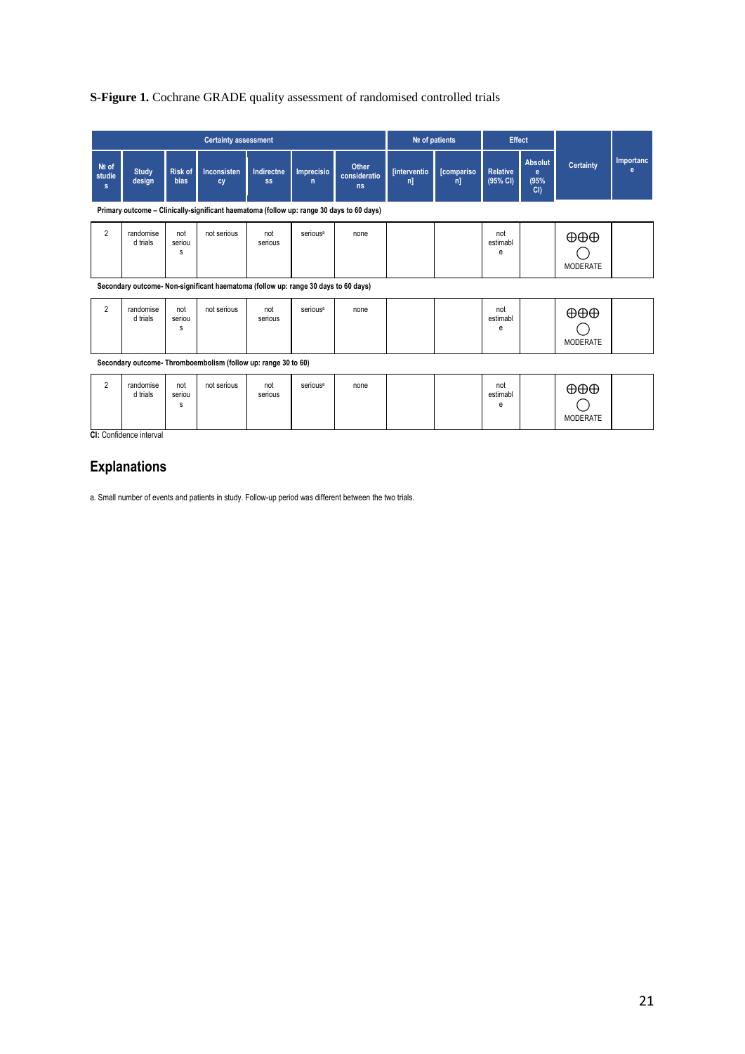**S-Figure 1.** Cochrane GRADE quality assessment of randomised controlled trials

| Certainty assessment | | | | | | | № of patients | | Effect | | Certainty | Importance |
|---|---|---|---|---|---|---|---|---|---|---|---|---|
| № of studies | Study design | Risk of bias | Inconsistency | Indirectness | Imprecision | Other considerations | [intervention] | [comparison] | Relative (95% CI) | Absolute (95% CI) | | |
| **Primary outcome – Clinically-significant haematoma (follow up: range 30 days to 60 days)** | | | | | | | | | | | | |
| 2 | randomised trials | not serious | not serious | not serious | serious[a] | none | | | not estimable | | ⊕⊕⊕◯ MODERATE | |
| **Secondary outcome- Non-significant haematoma (follow up: range 30 days to 60 days)** | | | | | | | | | | | | |
| 2 | randomised trials | not serious | not serious | not serious | serious[a] | none | | | not estimable | | ⊕⊕⊕◯ MODERATE | |
| **Secondary outcome- Thromboembolism (follow up: range 30 to 60)** | | | | | | | | | | | | |
| 2 | randomised trials | not serious | not serious | not serious | serious[a] | none | | | not estimable | | ⊕⊕⊕◯ MODERATE | |

**CI:** Confidence interval

## Explanations

a. Small number of events and patients in study. Follow-up period was different between the two trials.